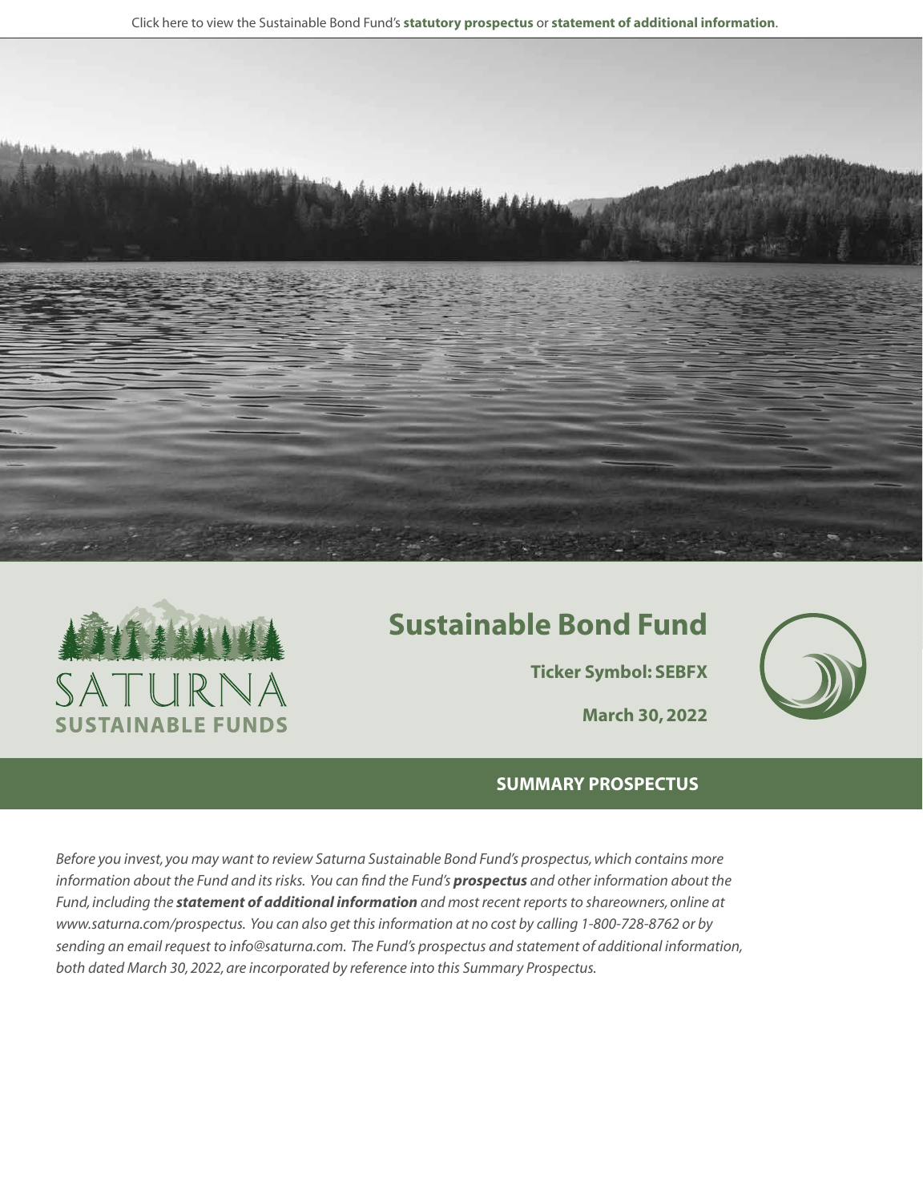Click here to view the Sustainable Bond Fund's **statutory prospectus** or **statement of additional information**.

SATURNA
SUSTAINABLE FUNDS

# Sustainable Bond Fund

**Ticker Symbol: SEBFX**

**March 30, 2022**

## SUMMARY PROSPECTUS

*Before you invest, you may want to review Saturna Sustainable Bond Fund's prospectus, which contains more information about the Fund and its risks. You can find the Fund's **prospectus** and other information about the Fund, including the **statement of additional information** and most recent reports to shareowners, online at www.saturna.com/prospectus. You can also get this information at no cost by calling 1-800-728-8762 or by sending an email request to info@saturna.com. The Fund's prospectus and statement of additional information, both dated March 30, 2022, are incorporated by reference into this Summary Prospectus.*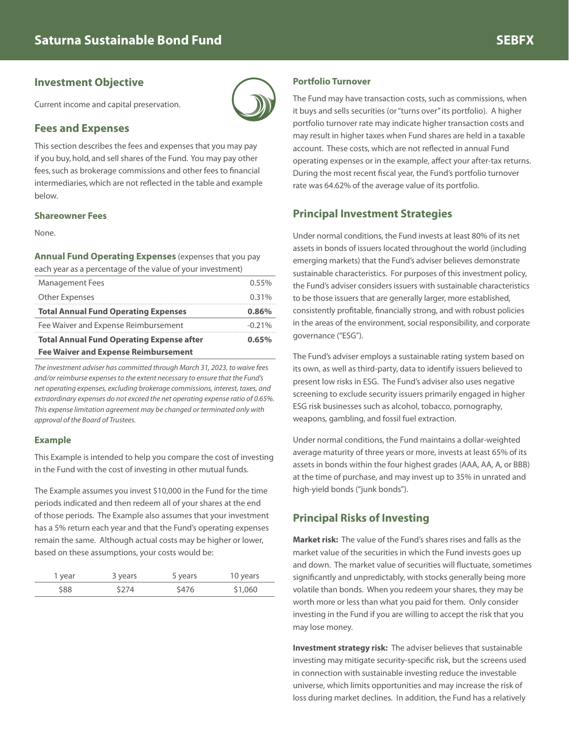# Saturna Sustainable Bond Fund — SEBFX

## Investment Objective

Current income and capital preservation.

## Fees and Expenses

This section describes the fees and expenses that you may pay if you buy, hold, and sell shares of the Fund. You may pay other fees, such as brokerage commissions and other fees to financial intermediaries, which are not reflected in the table and example below.

### Shareowner Fees

None.

**Annual Fund Operating Expenses** (expenses that you pay each year as a percentage of the value of your investment)

| | |
|---|---|
| Management Fees | 0.55% |
| Other Expenses | 0.31% |
| **Total Annual Fund Operating Expenses** | **0.86%** |
| Fee Waiver and Expense Reimbursement | -0.21% |
| **Total Annual Fund Operating Expense after Fee Waiver and Expense Reimbursement** | **0.65%** |

*The investment adviser has committed through March 31, 2023, to waive fees and/or reimburse expenses to the extent necessary to ensure that the Fund's net operating expenses, excluding brokerage commissions, interest, taxes, and extraordinary expenses do not exceed the net operating expense ratio of 0.65%. This expense limitation agreement may be changed or terminated only with approval of the Board of Trustees.*

### Example

This Example is intended to help you compare the cost of investing in the Fund with the cost of investing in other mutual funds.

The Example assumes you invest $10,000 in the Fund for the time periods indicated and then redeem all of your shares at the end of those periods. The Example also assumes that your investment has a 5% return each year and that the Fund's operating expenses remain the same. Although actual costs may be higher or lower, based on these assumptions, your costs would be:

| 1 year | 3 years | 5 years | 10 years |
|---|---|---|---|
| $88 | $274 | $476 | $1,060 |

### Portfolio Turnover

The Fund may have transaction costs, such as commissions, when it buys and sells securities (or "turns over" its portfolio). A higher portfolio turnover rate may indicate higher transaction costs and may result in higher taxes when Fund shares are held in a taxable account. These costs, which are not reflected in annual Fund operating expenses or in the example, affect your after-tax returns. During the most recent fiscal year, the Fund's portfolio turnover rate was 64.62% of the average value of its portfolio.

## Principal Investment Strategies

Under normal conditions, the Fund invests at least 80% of its net assets in bonds of issuers located throughout the world (including emerging markets) that the Fund's adviser believes demonstrate sustainable characteristics. For purposes of this investment policy, the Fund's adviser considers issuers with sustainable characteristics to be those issuers that are generally larger, more established, consistently profitable, financially strong, and with robust policies in the areas of the environment, social responsibility, and corporate governance ("ESG").

The Fund's adviser employs a sustainable rating system based on its own, as well as third-party, data to identify issuers believed to present low risks in ESG. The Fund's adviser also uses negative screening to exclude security issuers primarily engaged in higher ESG risk businesses such as alcohol, tobacco, pornography, weapons, gambling, and fossil fuel extraction.

Under normal conditions, the Fund maintains a dollar-weighted average maturity of three years or more, invests at least 65% of its assets in bonds within the four highest grades (AAA, AA, A, or BBB) at the time of purchase, and may invest up to 35% in unrated and high-yield bonds ("junk bonds").

## Principal Risks of Investing

**Market risk:** The value of the Fund's shares rises and falls as the market value of the securities in which the Fund invests goes up and down. The market value of securities will fluctuate, sometimes significantly and unpredictably, with stocks generally being more volatile than bonds. When you redeem your shares, they may be worth more or less than what you paid for them. Only consider investing in the Fund if you are willing to accept the risk that you may lose money.

**Investment strategy risk:** The adviser believes that sustainable investing may mitigate security-specific risk, but the screens used in connection with sustainable investing reduce the investable universe, which limits opportunities and may increase the risk of loss during market declines. In addition, the Fund has a relatively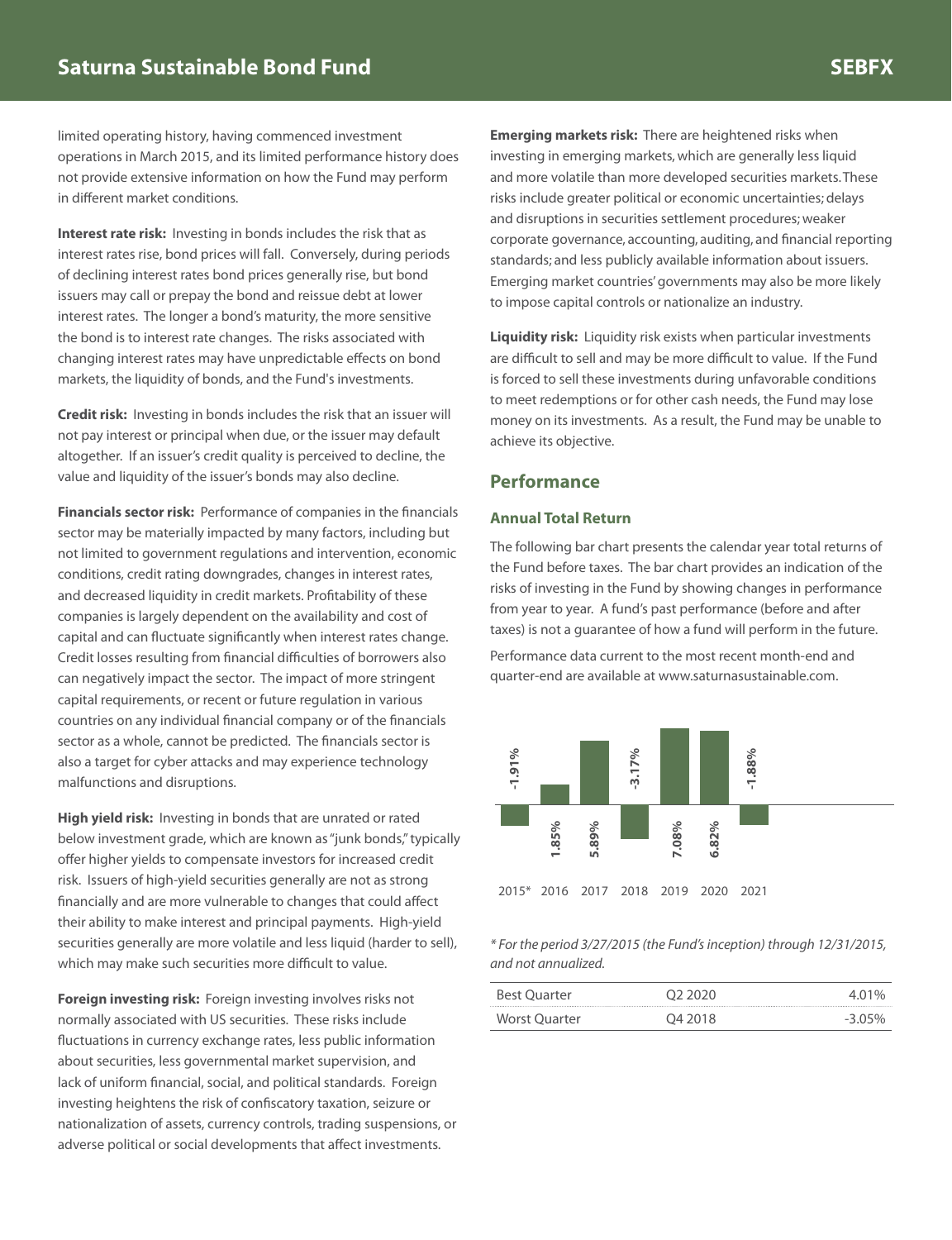limited operating history, having commenced investment operations in March 2015, and its limited performance history does not provide extensive information on how the Fund may perform in different market conditions.

**Interest rate risk:** Investing in bonds includes the risk that as interest rates rise, bond prices will fall. Conversely, during periods of declining interest rates bond prices generally rise, but bond issuers may call or prepay the bond and reissue debt at lower interest rates. The longer a bond's maturity, the more sensitive the bond is to interest rate changes. The risks associated with changing interest rates may have unpredictable effects on bond markets, the liquidity of bonds, and the Fund's investments.

**Credit risk:** Investing in bonds includes the risk that an issuer will not pay interest or principal when due, or the issuer may default altogether. If an issuer's credit quality is perceived to decline, the value and liquidity of the issuer's bonds may also decline.

**Financials sector risk:** Performance of companies in the financials sector may be materially impacted by many factors, including but not limited to government regulations and intervention, economic conditions, credit rating downgrades, changes in interest rates, and decreased liquidity in credit markets. Profitability of these companies is largely dependent on the availability and cost of capital and can fluctuate significantly when interest rates change. Credit losses resulting from financial difficulties of borrowers also can negatively impact the sector. The impact of more stringent capital requirements, or recent or future regulation in various countries on any individual financial company or of the financials sector as a whole, cannot be predicted. The financials sector is also a target for cyber attacks and may experience technology malfunctions and disruptions.

**High yield risk:** Investing in bonds that are unrated or rated below investment grade, which are known as "junk bonds," typically offer higher yields to compensate investors for increased credit risk. Issuers of high-yield securities generally are not as strong financially and are more vulnerable to changes that could affect their ability to make interest and principal payments. High-yield securities generally are more volatile and less liquid (harder to sell), which may make such securities more difficult to value.

**Foreign investing risk:** Foreign investing involves risks not normally associated with US securities. These risks include fluctuations in currency exchange rates, less public information about securities, less governmental market supervision, and lack of uniform financial, social, and political standards. Foreign investing heightens the risk of confiscatory taxation, seizure or nationalization of assets, currency controls, trading suspensions, or adverse political or social developments that affect investments.

**Emerging markets risk:** There are heightened risks when investing in emerging markets, which are generally less liquid and more volatile than more developed securities markets. These risks include greater political or economic uncertainties; delays and disruptions in securities settlement procedures; weaker corporate governance, accounting, auditing, and financial reporting standards; and less publicly available information about issuers. Emerging market countries' governments may also be more likely to impose capital controls or nationalize an industry.

**Liquidity risk:** Liquidity risk exists when particular investments are difficult to sell and may be more difficult to value. If the Fund is forced to sell these investments during unfavorable conditions to meet redemptions or for other cash needs, the Fund may lose money on its investments. As a result, the Fund may be unable to achieve its objective.

## Performance

### Annual Total Return

The following bar chart presents the calendar year total returns of the Fund before taxes. The bar chart provides an indication of the risks of investing in the Fund by showing changes in performance from year to year. A fund's past performance (before and after taxes) is not a guarantee of how a fund will perform in the future.

Performance data current to the most recent month-end and quarter-end are available at www.saturnasustainable.com.

| 2015* | 2016 | 2017 | 2018 | 2019 | 2020 | 2021 |
|---|---|---|---|---|---|---|
| -1.91% | 1.85% | 5.89% | -3.17% | 7.08% | 6.82% | -1.88% |

*\* For the period 3/27/2015 (the Fund's inception) through 12/31/2015, and not annualized.*

| | | |
|---|---|---|
| Best Quarter | Q2 2020 | 4.01% |
| Worst Quarter | Q4 2018 | -3.05% |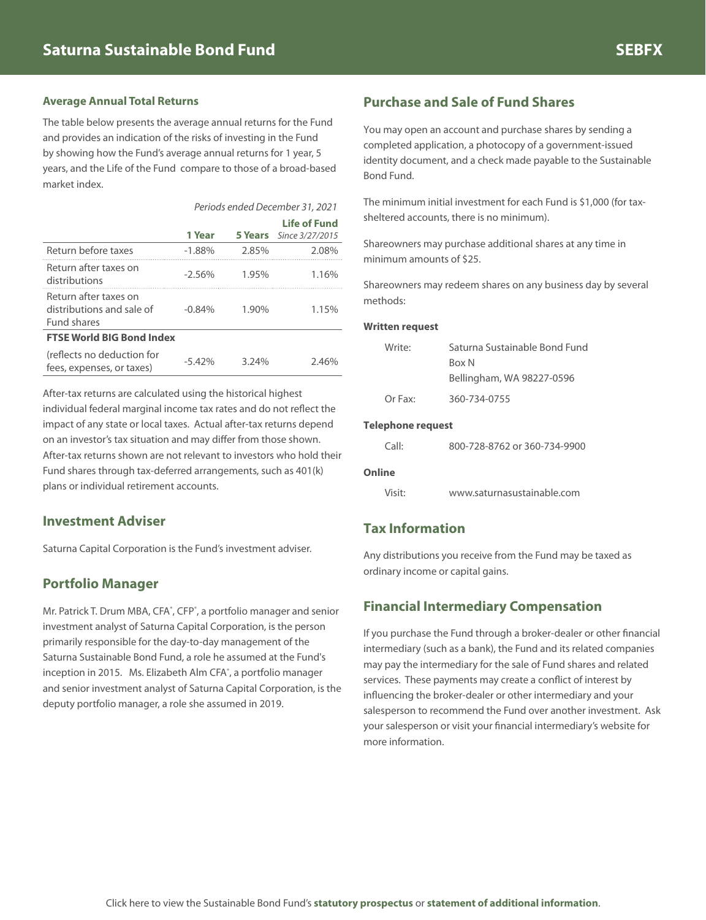# Saturna Sustainable Bond Fund

SEBFX

### Average Annual Total Returns

The table below presents the average annual returns for the Fund and provides an indication of the risks of investing in the Fund by showing how the Fund's average annual returns for 1 year, 5 years, and the Life of the Fund compare to those of a broad-based market index.

*Periods ended December 31, 2021*

| | 1 Year | 5 Years | Life of Fund *Since 3/27/2015* |
|---|---|---|---|
| Return before taxes | -1.88% | 2.85% | 2.08% |
| Return after taxes on distributions | -2.56% | 1.95% | 1.16% |
| Return after taxes on distributions and sale of Fund shares | -0.84% | 1.90% | 1.15% |
| **FTSE World BIG Bond Index** | | | |
| (reflects no deduction for fees, expenses, or taxes) | -5.42% | 3.24% | 2.46% |

After-tax returns are calculated using the historical highest individual federal marginal income tax rates and do not reflect the impact of any state or local taxes. Actual after-tax returns depend on an investor's tax situation and may differ from those shown. After-tax returns shown are not relevant to investors who hold their Fund shares through tax-deferred arrangements, such as 401(k) plans or individual retirement accounts.

## Investment Adviser

Saturna Capital Corporation is the Fund's investment adviser.

## Portfolio Manager

Mr. Patrick T. Drum MBA, CFA®, CFP®, a portfolio manager and senior investment analyst of Saturna Capital Corporation, is the person primarily responsible for the day-to-day management of the Saturna Sustainable Bond Fund, a role he assumed at the Fund's inception in 2015. Ms. Elizabeth Alm CFA®, a portfolio manager and senior investment analyst of Saturna Capital Corporation, is the deputy portfolio manager, a role she assumed in 2019.

## Purchase and Sale of Fund Shares

You may open an account and purchase shares by sending a completed application, a photocopy of a government-issued identity document, and a check made payable to the Sustainable Bond Fund.

The minimum initial investment for each Fund is $1,000 (for tax-sheltered accounts, there is no minimum).

Shareowners may purchase additional shares at any time in minimum amounts of $25.

Shareowners may redeem shares on any business day by several methods:

**Written request**

Write: Saturna Sustainable Bond Fund
Box N
Bellingham, WA 98227-0596

Or Fax: 360-734-0755

**Telephone request**

Call: 800-728-8762 or 360-734-9900

**Online**

Visit: www.saturnasustainable.com

## Tax Information

Any distributions you receive from the Fund may be taxed as ordinary income or capital gains.

## Financial Intermediary Compensation

If you purchase the Fund through a broker-dealer or other financial intermediary (such as a bank), the Fund and its related companies may pay the intermediary for the sale of Fund shares and related services. These payments may create a conflict of interest by influencing the broker-dealer or other intermediary and your salesperson to recommend the Fund over another investment. Ask your salesperson or visit your financial intermediary's website for more information.

Click here to view the Sustainable Bond Fund's **statutory prospectus** or **statement of additional information**.